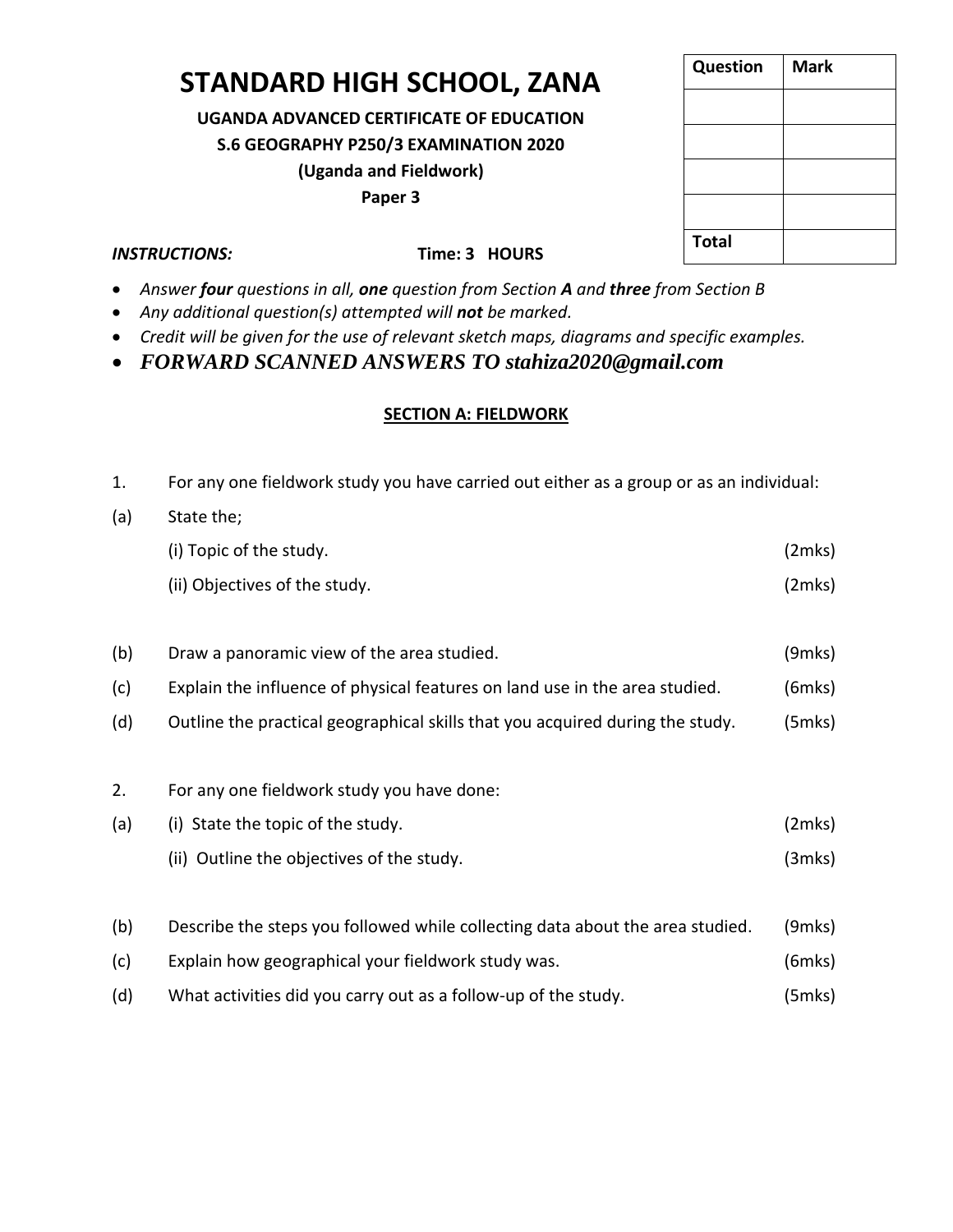# STANDARD HIGH SCHOOL, ZANA

**UGANDA ADVANCED CERTIFICATE OF EDUCATION**

**S.6 GEOGRAPHY P250/3 EXAMINATION 2020**

**(Uganda and Fieldwork)**

**Paper 3**

| Question | Mark |
|---|---|
| | |
| | |
| | |
| | |
| Total | |

***INSTRUCTIONS:*** **Time: 3 HOURS**

- *Answer **four** questions in all, **one** question from Section **A** and **three** from Section B*
- *Any additional question(s) attempted will **not** be marked.*
- *Credit will be given for the use of relevant sketch maps, diagrams and specific examples.*
- ***FORWARD SCANNED ANSWERS TO stahiza2020@gmail.com***

## SECTION A: FIELDWORK

1. For any one fieldwork study you have carried out either as a group or as an individual:

(a) State the;

(i) Topic of the study. (2mks)

(ii) Objectives of the study. (2mks)

(b) Draw a panoramic view of the area studied. (9mks)

(c) Explain the influence of physical features on land use in the area studied. (6mks)

(d) Outline the practical geographical skills that you acquired during the study. (5mks)

2. For any one fieldwork study you have done:

(a) (i) State the topic of the study. (2mks)

(ii) Outline the objectives of the study. (3mks)

(b) Describe the steps you followed while collecting data about the area studied. (9mks)

(c) Explain how geographical your fieldwork study was. (6mks)

(d) What activities did you carry out as a follow-up of the study. (5mks)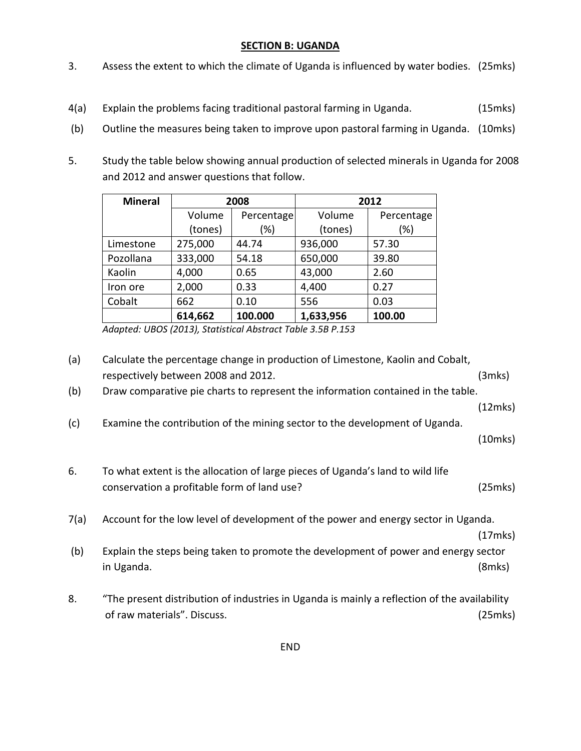## SECTION B: UGANDA

3. Assess the extent to which the climate of Uganda is influenced by water bodies. (25mks)

4(a) Explain the problems facing traditional pastoral farming in Uganda. (15mks)

(b) Outline the measures being taken to improve upon pastoral farming in Uganda. (10mks)

5. Study the table below showing annual production of selected minerals in Uganda for 2008 and 2012 and answer questions that follow.

| Mineral | 2008 | | 2012 | |
|---|---|---|---|---|
| | Volume (tones) | Percentage (%) | Volume (tones) | Percentage (%) |
| Limestone | 275,000 | 44.74 | 936,000 | 57.30 |
| Pozollana | 333,000 | 54.18 | 650,000 | 39.80 |
| Kaolin | 4,000 | 0.65 | 43,000 | 2.60 |
| Iron ore | 2,000 | 0.33 | 4,400 | 0.27 |
| Cobalt | 662 | 0.10 | 556 | 0.03 |
| | **614,662** | **100.000** | **1,633,956** | **100.00** |

*Adapted: UBOS (2013), Statistical Abstract Table 3.5B P.153*

(a) Calculate the percentage change in production of Limestone, Kaolin and Cobalt, respectively between 2008 and 2012. (3mks)

(b) Draw comparative pie charts to represent the information contained in the table. (12mks)

(c) Examine the contribution of the mining sector to the development of Uganda. (10mks)

6. To what extent is the allocation of large pieces of Uganda's land to wild life conservation a profitable form of land use? (25mks)

7(a) Account for the low level of development of the power and energy sector in Uganda. (17mks)

(b) Explain the steps being taken to promote the development of power and energy sector in Uganda. (8mks)

8. "The present distribution of industries in Uganda is mainly a reflection of the availability of raw materials". Discuss. (25mks)

END